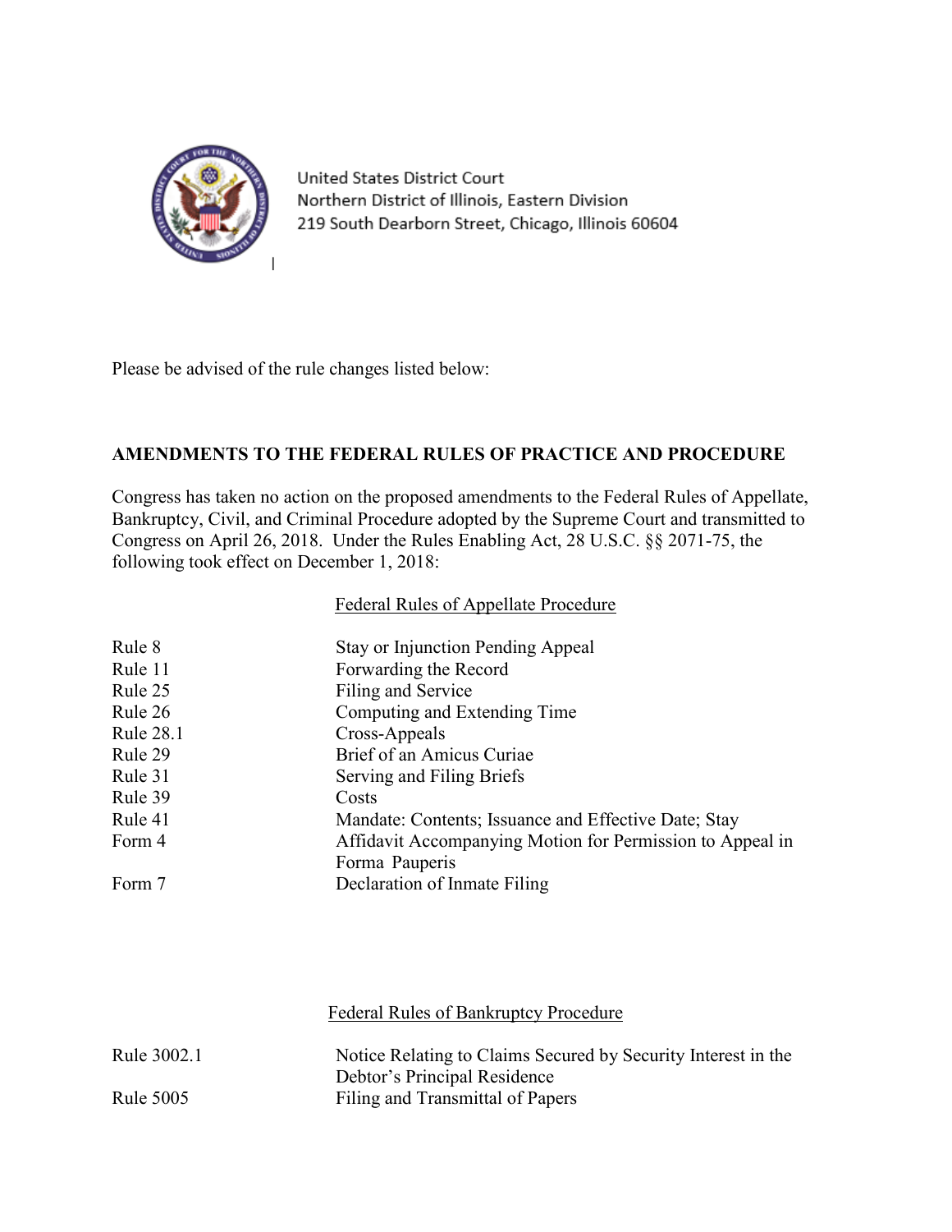United States District Court
Northern District of Illinois, Eastern Division
219 South Dearborn Street, Chicago, Illinois 60604

Please be advised of the rule changes listed below:

**AMENDMENTS TO THE FEDERAL RULES OF PRACTICE AND PROCEDURE**

Congress has taken no action on the proposed amendments to the Federal Rules of Appellate, Bankruptcy, Civil, and Criminal Procedure adopted by the Supreme Court and transmitted to Congress on April 26, 2018. Under the Rules Enabling Act, 28 U.S.C. §§ 2071-75, the following took effect on December 1, 2018:

Federal Rules of Appellate Procedure

| | |
|---|---|
| Rule 8 | Stay or Injunction Pending Appeal |
| Rule 11 | Forwarding the Record |
| Rule 25 | Filing and Service |
| Rule 26 | Computing and Extending Time |
| Rule 28.1 | Cross-Appeals |
| Rule 29 | Brief of an Amicus Curiae |
| Rule 31 | Serving and Filing Briefs |
| Rule 39 | Costs |
| Rule 41 | Mandate: Contents; Issuance and Effective Date; Stay |
| Form 4 | Affidavit Accompanying Motion for Permission to Appeal in Forma Pauperis |
| Form 7 | Declaration of Inmate Filing |

Federal Rules of Bankruptcy Procedure

| | |
|---|---|
| Rule 3002.1 | Notice Relating to Claims Secured by Security Interest in the Debtor's Principal Residence |
| Rule 5005 | Filing and Transmittal of Papers |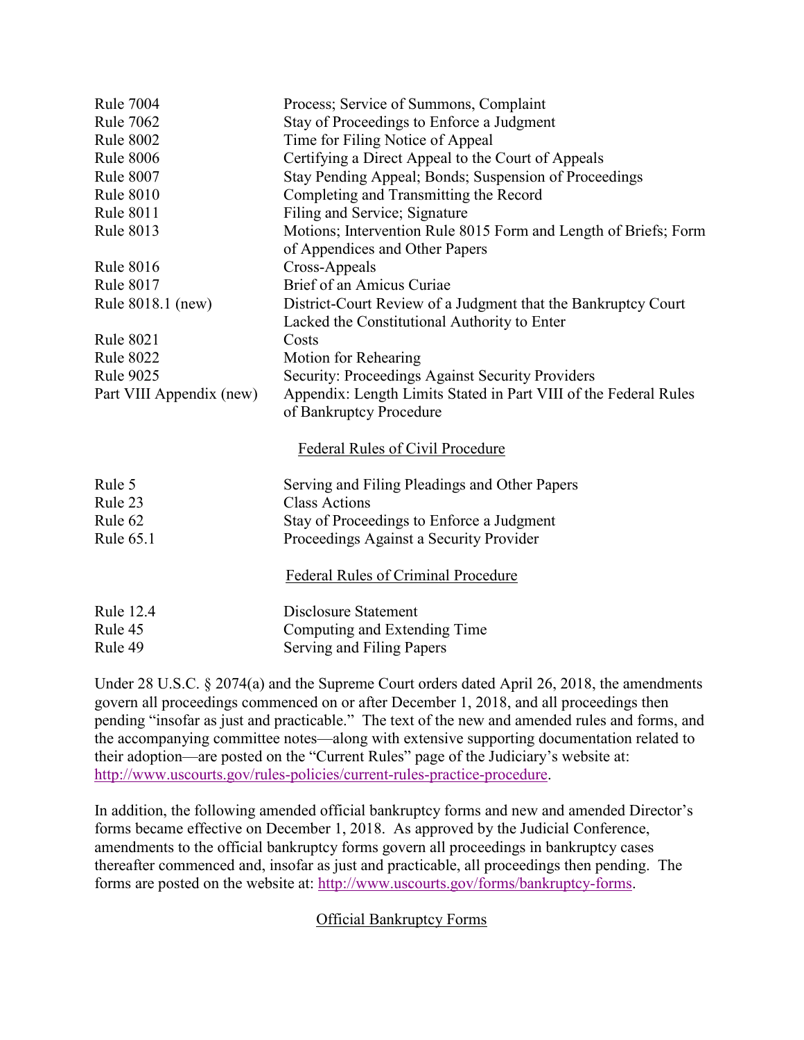| | |
|---|---|
| Rule 7004 | Process; Service of Summons, Complaint |
| Rule 7062 | Stay of Proceedings to Enforce a Judgment |
| Rule 8002 | Time for Filing Notice of Appeal |
| Rule 8006 | Certifying a Direct Appeal to the Court of Appeals |
| Rule 8007 | Stay Pending Appeal; Bonds; Suspension of Proceedings |
| Rule 8010 | Completing and Transmitting the Record |
| Rule 8011 | Filing and Service; Signature |
| Rule 8013 | Motions; Intervention Rule 8015 Form and Length of Briefs; Form of Appendices and Other Papers |
| Rule 8016 | Cross-Appeals |
| Rule 8017 | Brief of an Amicus Curiae |
| Rule 8018.1 (new) | District-Court Review of a Judgment that the Bankruptcy Court Lacked the Constitutional Authority to Enter |
| Rule 8021 | Costs |
| Rule 8022 | Motion for Rehearing |
| Rule 9025 | Security: Proceedings Against Security Providers |
| Part VIII Appendix (new) | Appendix: Length Limits Stated in Part VIII of the Federal Rules of Bankruptcy Procedure |

## Federal Rules of Civil Procedure

| | |
|---|---|
| Rule 5 | Serving and Filing Pleadings and Other Papers |
| Rule 23 | Class Actions |
| Rule 62 | Stay of Proceedings to Enforce a Judgment |
| Rule 65.1 | Proceedings Against a Security Provider |

## Federal Rules of Criminal Procedure

| | |
|---|---|
| Rule 12.4 | Disclosure Statement |
| Rule 45 | Computing and Extending Time |
| Rule 49 | Serving and Filing Papers |

Under 28 U.S.C. § 2074(a) and the Supreme Court orders dated April 26, 2018, the amendments govern all proceedings commenced on or after December 1, 2018, and all proceedings then pending "insofar as just and practicable." The text of the new and amended rules and forms, and the accompanying committee notes—along with extensive supporting documentation related to their adoption—are posted on the "Current Rules" page of the Judiciary's website at: http://www.uscourts.gov/rules-policies/current-rules-practice-procedure.

In addition, the following amended official bankruptcy forms and new and amended Director's forms became effective on December 1, 2018. As approved by the Judicial Conference, amendments to the official bankruptcy forms govern all proceedings in bankruptcy cases thereafter commenced and, insofar as just and practicable, all proceedings then pending. The forms are posted on the website at: http://www.uscourts.gov/forms/bankruptcy-forms.

## Official Bankruptcy Forms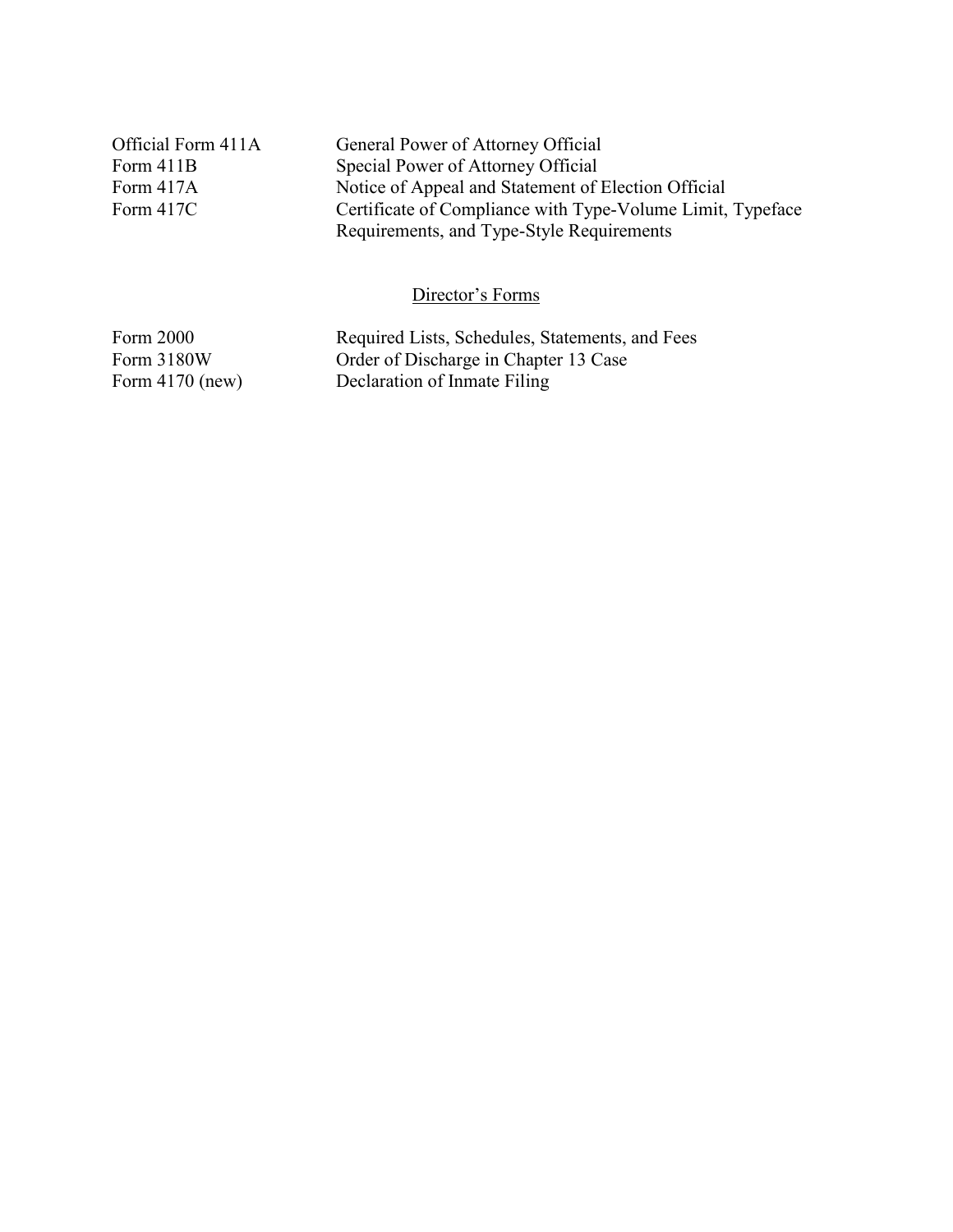| | |
|---|---|
| Official Form 411A | General Power of Attorney Official |
| Form 411B | Special Power of Attorney Official |
| Form 417A | Notice of Appeal and Statement of Election Official |
| Form 417C | Certificate of Compliance with Type-Volume Limit, Typeface Requirements, and Type-Style Requirements |

## Director's Forms

| | |
|---|---|
| Form 2000 | Required Lists, Schedules, Statements, and Fees |
| Form 3180W | Order of Discharge in Chapter 13 Case |
| Form 4170 (new) | Declaration of Inmate Filing |